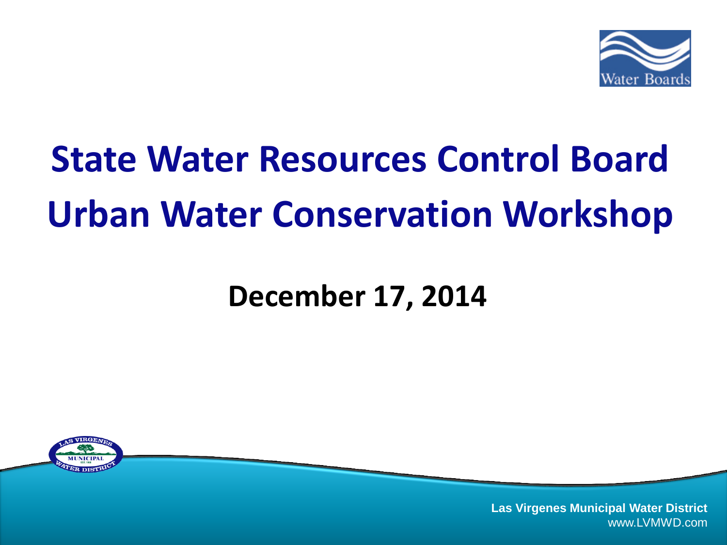# State Water Resources Control Board Urban Water Conservation Workshop

## December 17, 2014

**Las Virgenes Municipal Water District**
www.LVMWD.com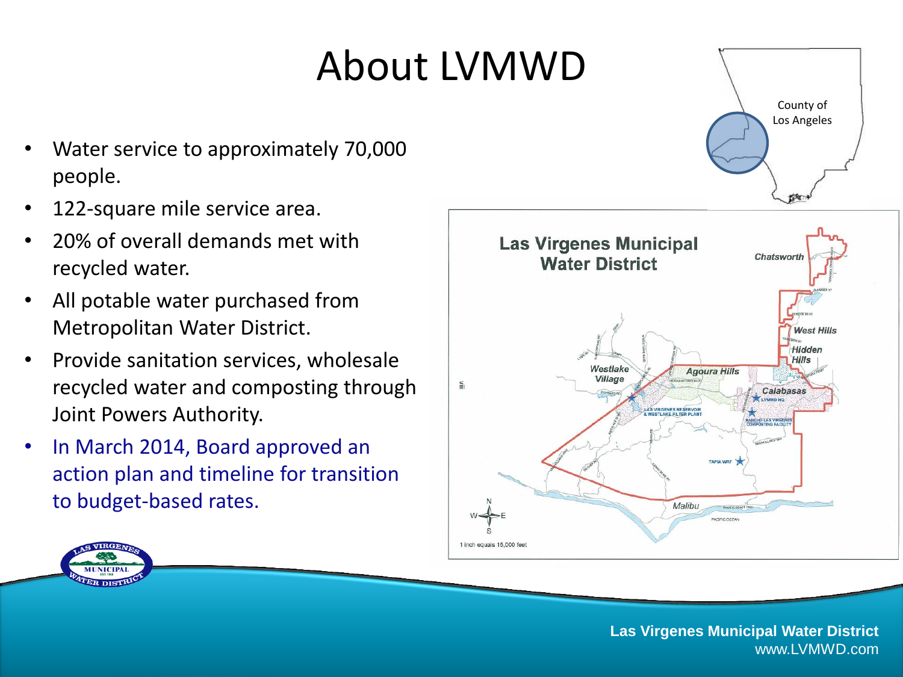# About LVMWD

- Water service to approximately 70,000 people.
- 122-square mile service area.
- 20% of overall demands met with recycled water.
- All potable water purchased from Metropolitan Water District.
- Provide sanitation services, wholesale recycled water and composting through Joint Powers Authority.
- In March 2014, Board approved an action plan and timeline for transition to budget-based rates.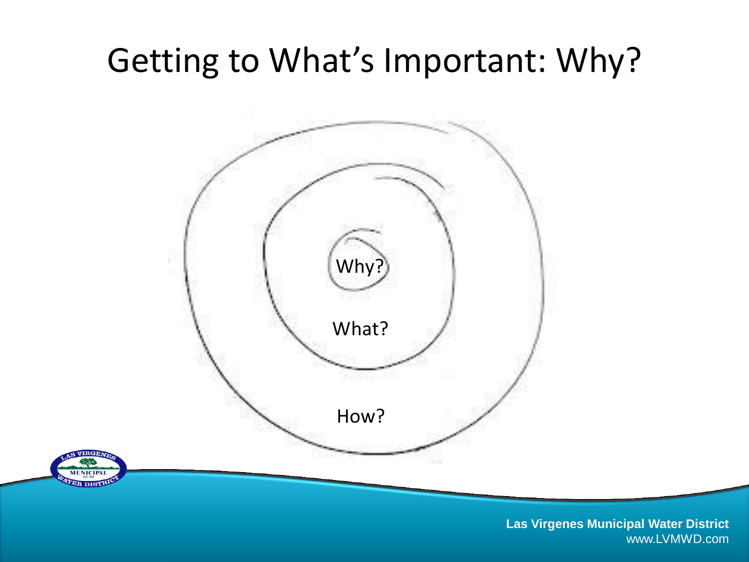# Getting to What's Important: Why?

Why?

What?

How?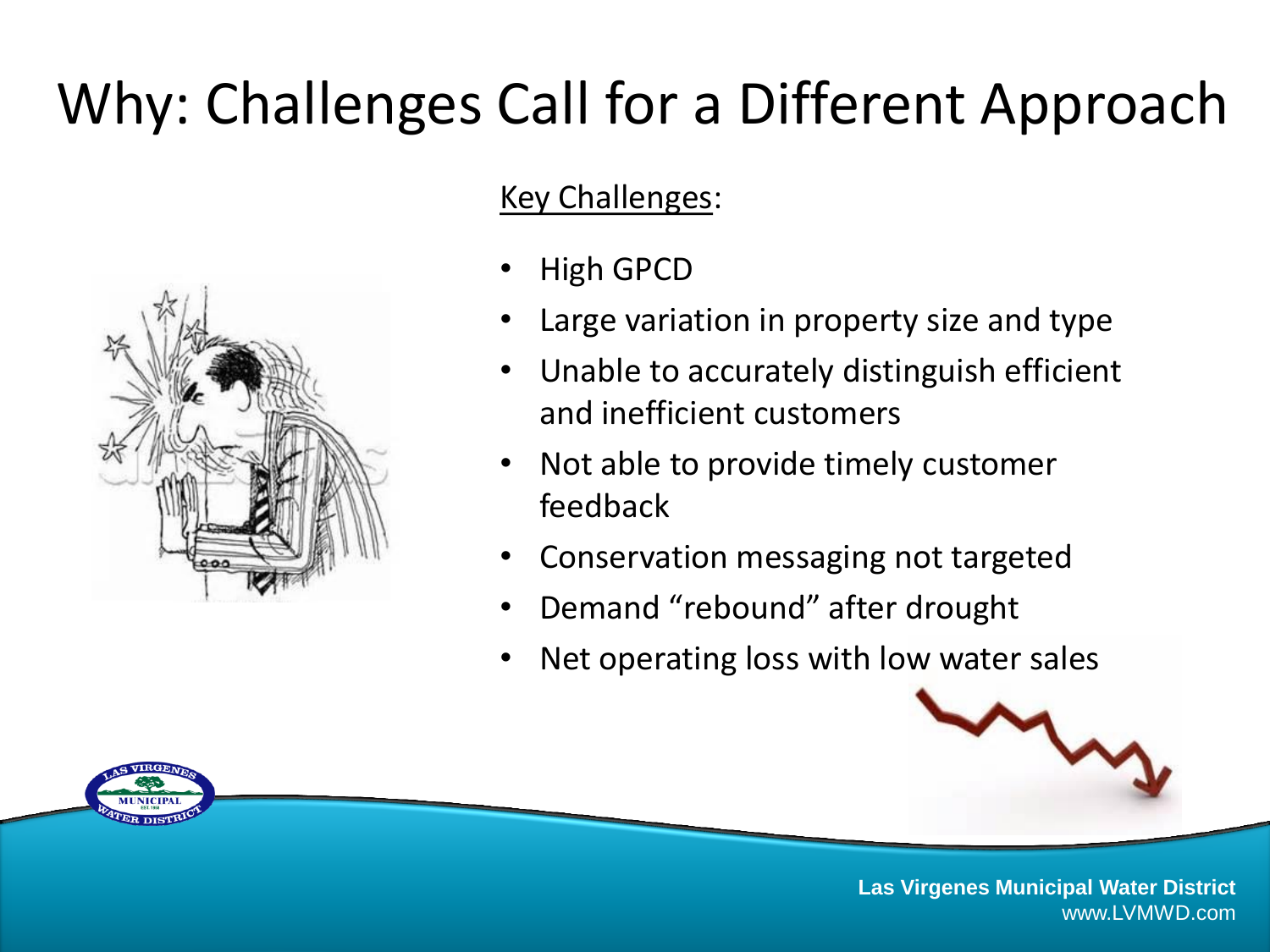# Why: Challenges Call for a Different Approach

Key Challenges:

- High GPCD
- Large variation in property size and type
- Unable to accurately distinguish efficient and inefficient customers
- Not able to provide timely customer feedback
- Conservation messaging not targeted
- Demand "rebound" after drought
- Net operating loss with low water sales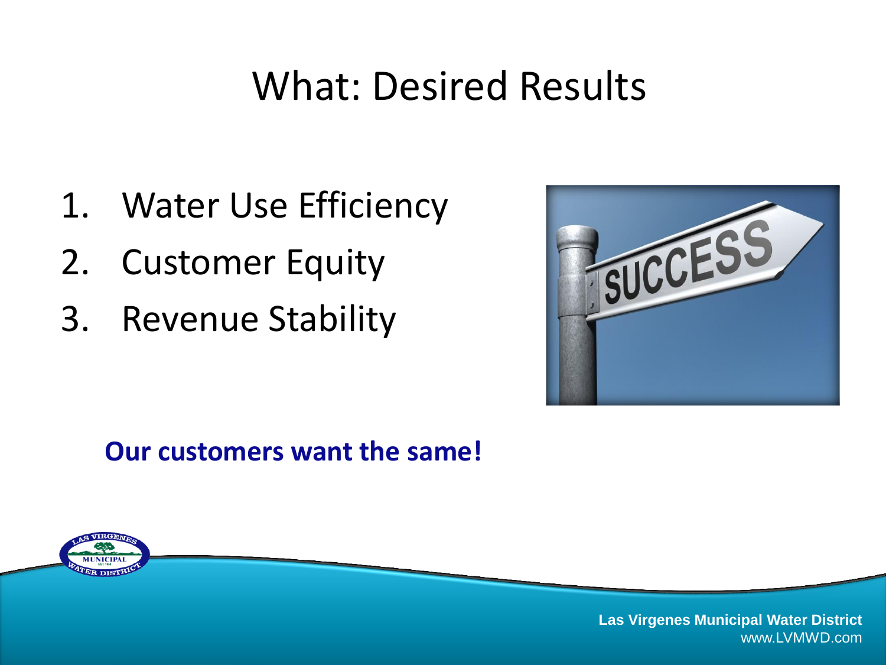# What: Desired Results

1. Water Use Efficiency
2. Customer Equity
3. Revenue Stability

**Our customers want the same!**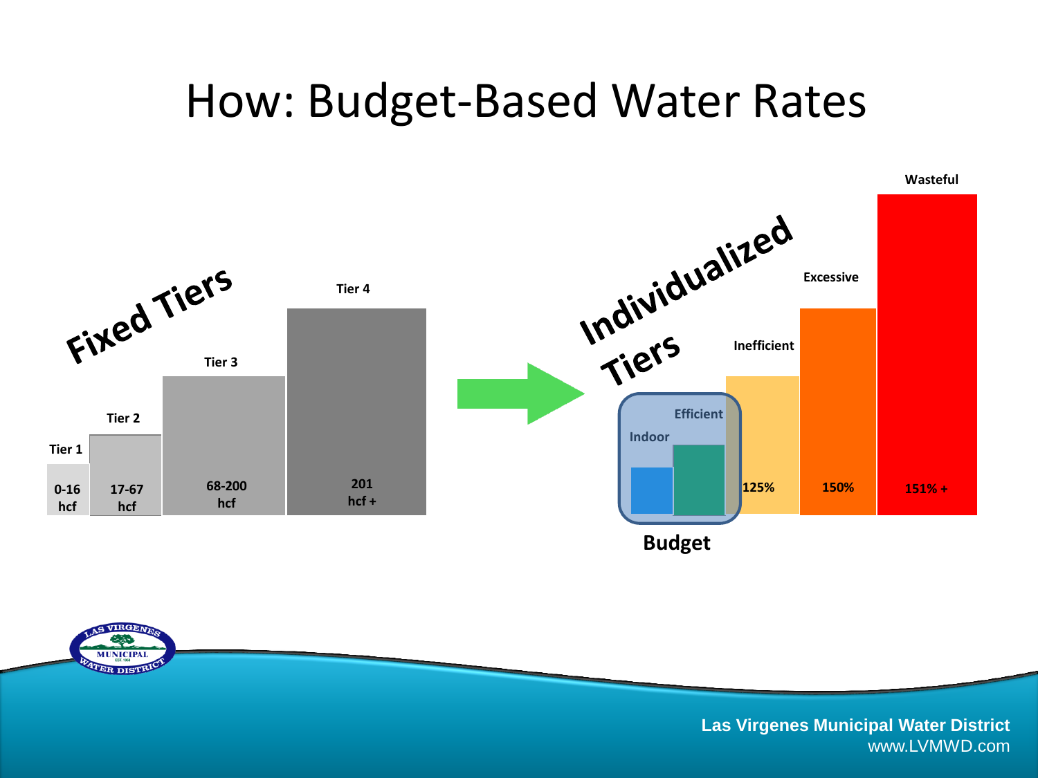# How: Budget-Based Water Rates

**Fixed Tiers**

| Tier | Usage |
|---|---|
| Tier 1 | 0-16 hcf |
| Tier 2 | 17-67 hcf |
| Tier 3 | 68-200 hcf |
| Tier 4 | 201 hcf + |

**Individualized Tiers**

| Tier | Usage |
|---|---|
| Indoor | Budget |
| Efficient | Budget |
| Inefficient | 125% |
| Excessive | 150% |
| Wasteful | 151% + |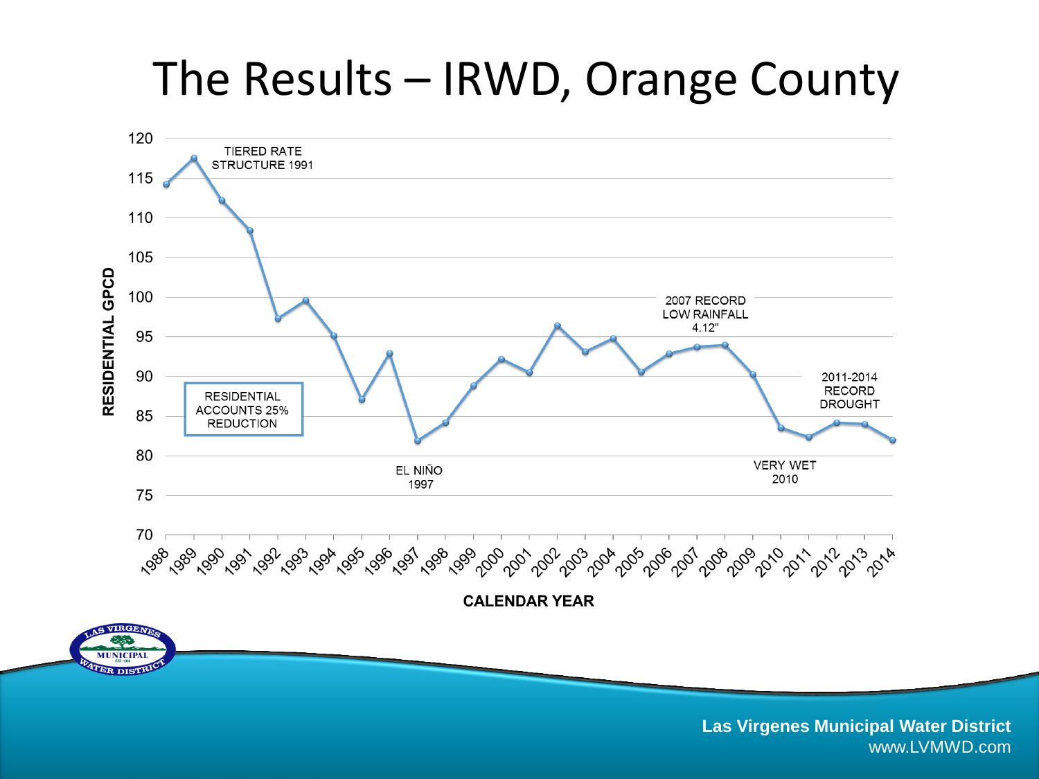# The Results – IRWD, Orange County

RESIDENTIAL GPCD

CALENDAR YEAR

TIERED RATE STRUCTURE 1991

RESIDENTIAL ACCOUNTS 25% REDUCTION

EL NIÑO 1997

2007 RECORD LOW RAINFALL 4.12"

VERY WET 2010

2011-2014 RECORD DROUGHT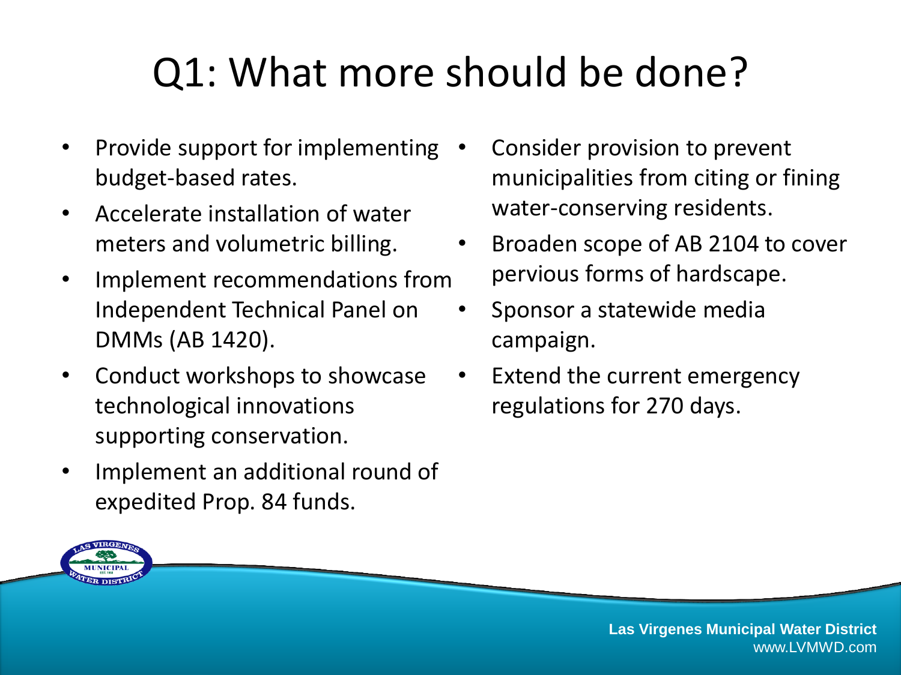# Q1: What more should be done?

- Provide support for implementing budget-based rates.
- Accelerate installation of water meters and volumetric billing.
- Implement recommendations from Independent Technical Panel on DMMs (AB 1420).
- Conduct workshops to showcase technological innovations supporting conservation.
- Implement an additional round of expedited Prop. 84 funds.
- Consider provision to prevent municipalities from citing or fining water-conserving residents.
- Broaden scope of AB 2104 to cover pervious forms of hardscape.
- Sponsor a statewide media campaign.
- Extend the current emergency regulations for 270 days.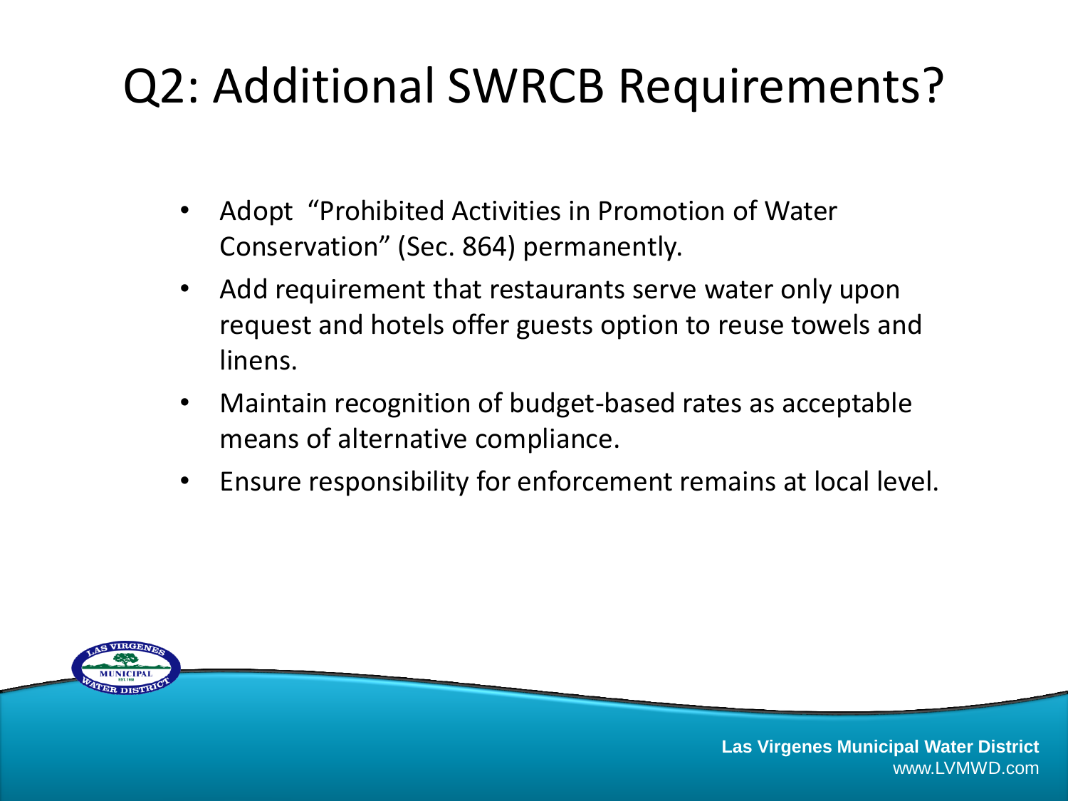# Q2: Additional SWRCB Requirements?

- Adopt "Prohibited Activities in Promotion of Water Conservation" (Sec. 864) permanently.
- Add requirement that restaurants serve water only upon request and hotels offer guests option to reuse towels and linens.
- Maintain recognition of budget-based rates as acceptable means of alternative compliance.
- Ensure responsibility for enforcement remains at local level.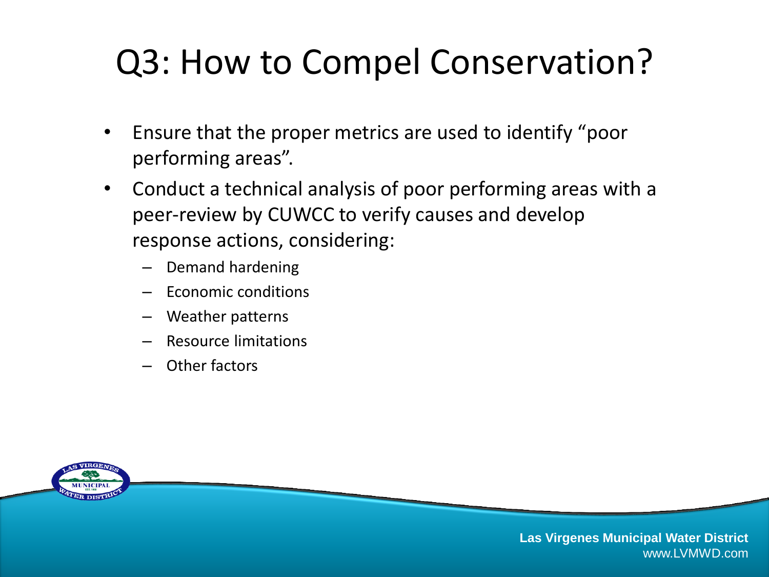# Q3: How to Compel Conservation?

- Ensure that the proper metrics are used to identify "poor performing areas".
- Conduct a technical analysis of poor performing areas with a peer-review by CUWCC to verify causes and develop response actions, considering:
  - Demand hardening
  - Economic conditions
  - Weather patterns
  - Resource limitations
  - Other factors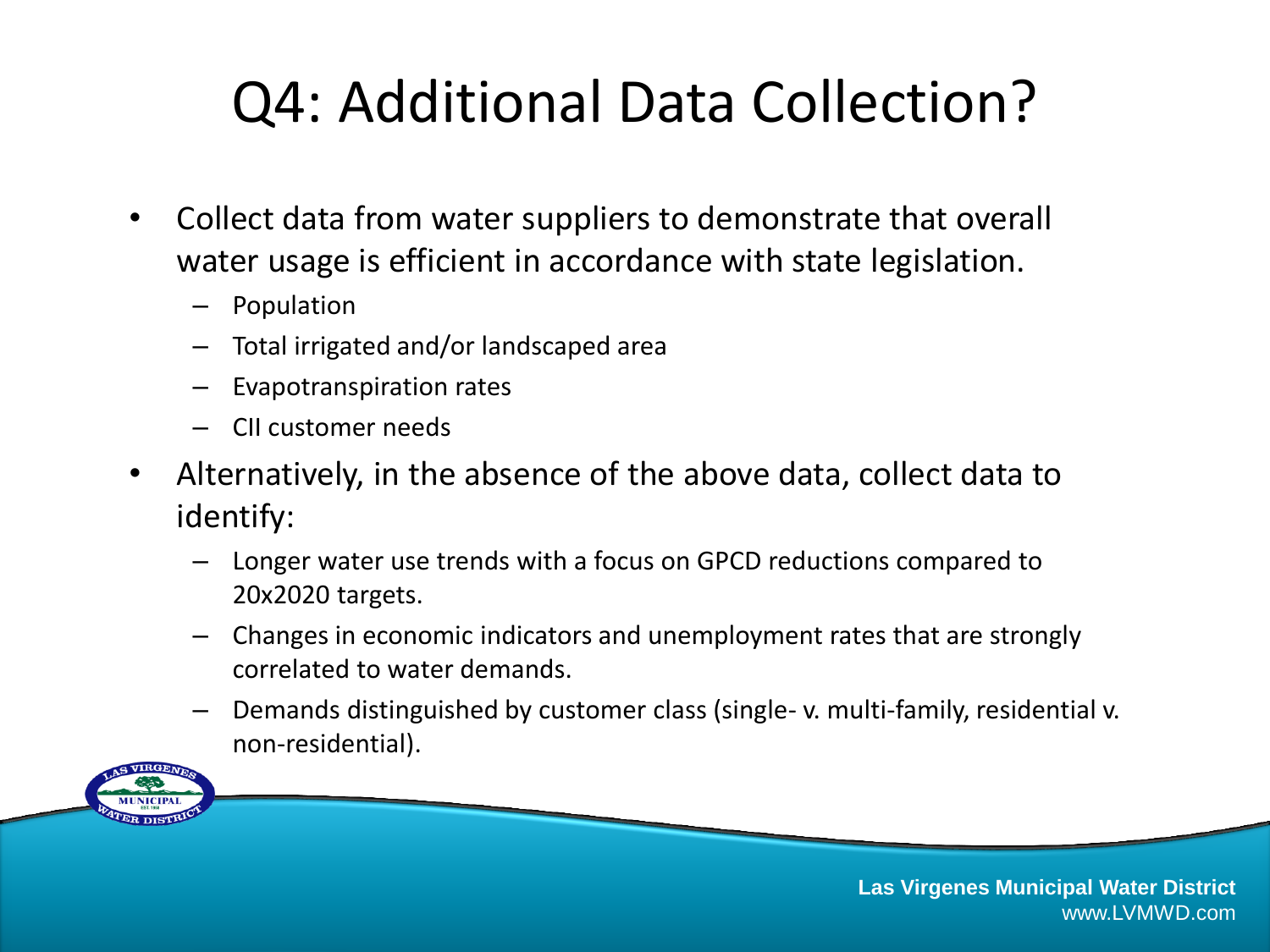# Q4: Additional Data Collection?

- Collect data from water suppliers to demonstrate that overall water usage is efficient in accordance with state legislation.
  - Population
  - Total irrigated and/or landscaped area
  - Evapotranspiration rates
  - CII customer needs
- Alternatively, in the absence of the above data, collect data to identify:
  - Longer water use trends with a focus on GPCD reductions compared to 20x2020 targets.
  - Changes in economic indicators and unemployment rates that are strongly correlated to water demands.
  - Demands distinguished by customer class (single- v. multi-family, residential v. non-residential).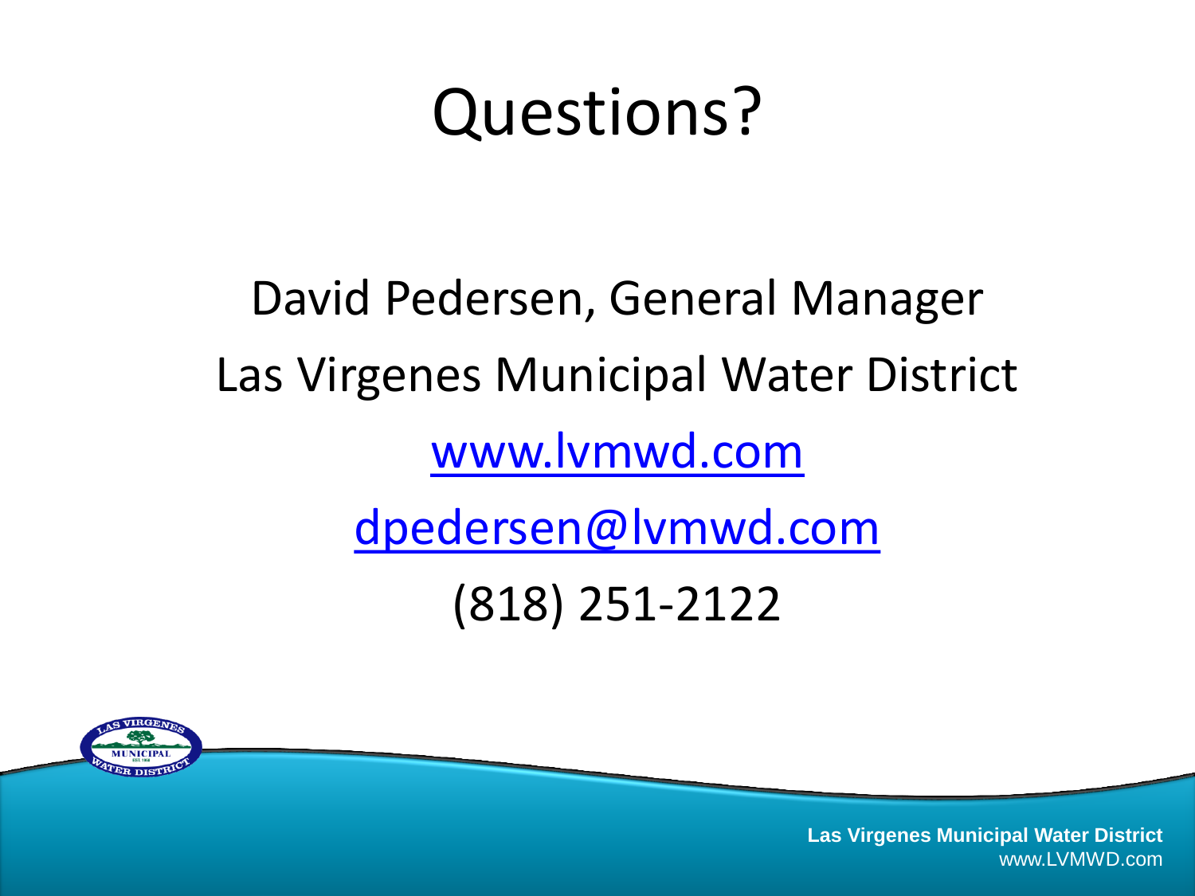# Questions?

David Pedersen, General Manager

Las Virgenes Municipal Water District

www.lvmwd.com

dpedersen@lvmwd.com

(818) 251-2122